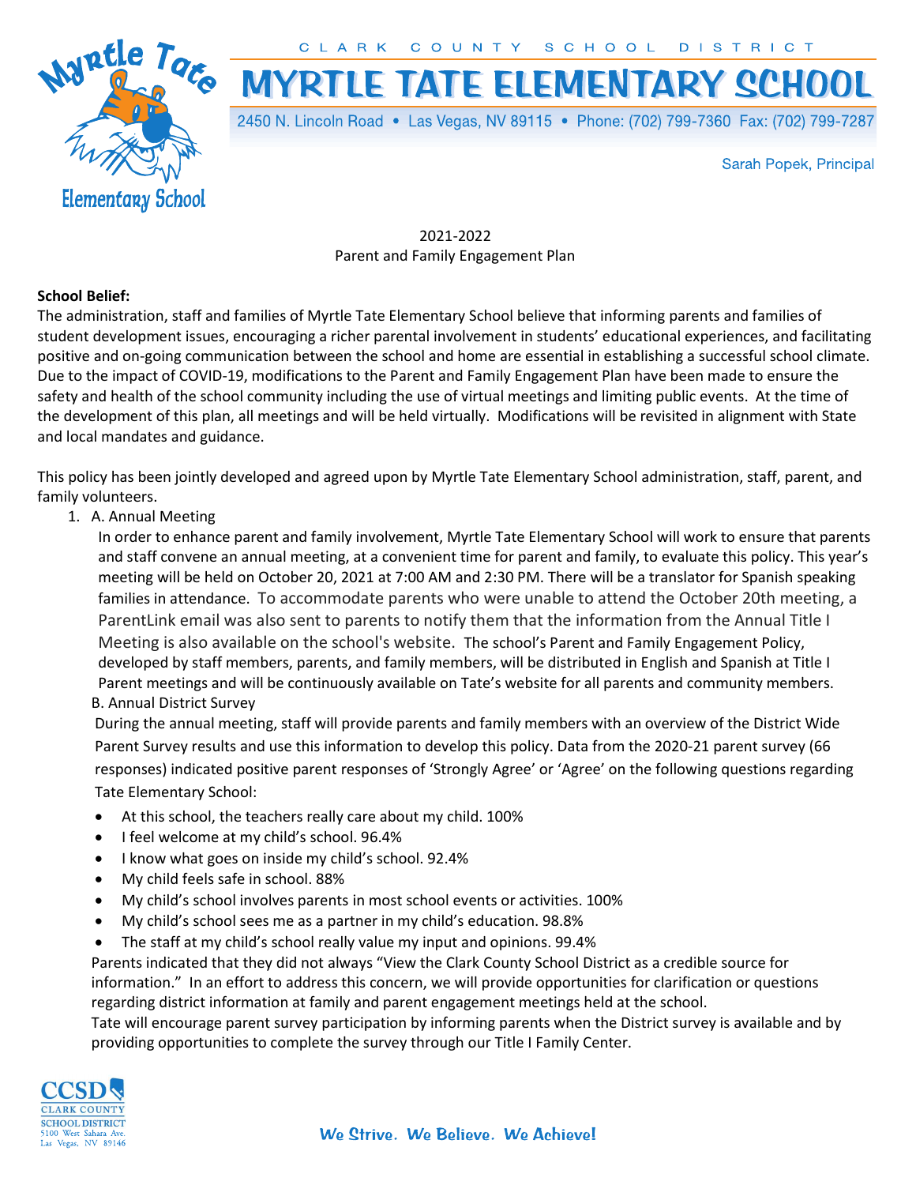CLARK COUNTY SCHOOL DISTRICT

# MYRTLE TATE ELEMENTARY SCHOOL

2450 N. Lincoln Road • Las Vegas, NV 89115 • Phone: (702) 799-7360 Fax: (702) 799-7287

Sarah Popek, Principal

2021-2022
Parent and Family Engagement Plan

**School Belief:**
The administration, staff and families of Myrtle Tate Elementary School believe that informing parents and families of student development issues, encouraging a richer parental involvement in students' educational experiences, and facilitating positive and on-going communication between the school and home are essential in establishing a successful school climate. Due to the impact of COVID-19, modifications to the Parent and Family Engagement Plan have been made to ensure the safety and health of the school community including the use of virtual meetings and limiting public events. At the time of the development of this plan, all meetings and will be held virtually. Modifications will be revisited in alignment with State and local mandates and guidance.

This policy has been jointly developed and agreed upon by Myrtle Tate Elementary School administration, staff, parent, and family volunteers.

1. A. Annual Meeting
   In order to enhance parent and family involvement, Myrtle Tate Elementary School will work to ensure that parents and staff convene an annual meeting, at a convenient time for parent and family, to evaluate this policy. This year's meeting will be held on October 20, 2021 at 7:00 AM and 2:30 PM. There will be a translator for Spanish speaking families in attendance. To accommodate parents who were unable to attend the October 20th meeting, a ParentLink email was also sent to parents to notify them that the information from the Annual Title I Meeting is also available on the school's website. The school's Parent and Family Engagement Policy, developed by staff members, parents, and family members, will be distributed in English and Spanish at Title I Parent meetings and will be continuously available on Tate's website for all parents and community members.

   B. Annual District Survey
   During the annual meeting, staff will provide parents and family members with an overview of the District Wide Parent Survey results and use this information to develop this policy. Data from the 2020-21 parent survey (66 responses) indicated positive parent responses of 'Strongly Agree' or 'Agree' on the following questions regarding Tate Elementary School:

   - At this school, the teachers really care about my child. 100%
   - I feel welcome at my child's school. 96.4%
   - I know what goes on inside my child's school. 92.4%
   - My child feels safe in school. 88%
   - My child's school involves parents in most school events or activities. 100%
   - My child's school sees me as a partner in my child's education. 98.8%
   - The staff at my child's school really value my input and opinions. 99.4%

   Parents indicated that they did not always "View the Clark County School District as a credible source for information." In an effort to address this concern, we will provide opportunities for clarification or questions regarding district information at family and parent engagement meetings held at the school.
   Tate will encourage parent survey participation by informing parents when the District survey is available and by providing opportunities to complete the survey through our Title I Family Center.

We Strive. We Believe. We Achieve!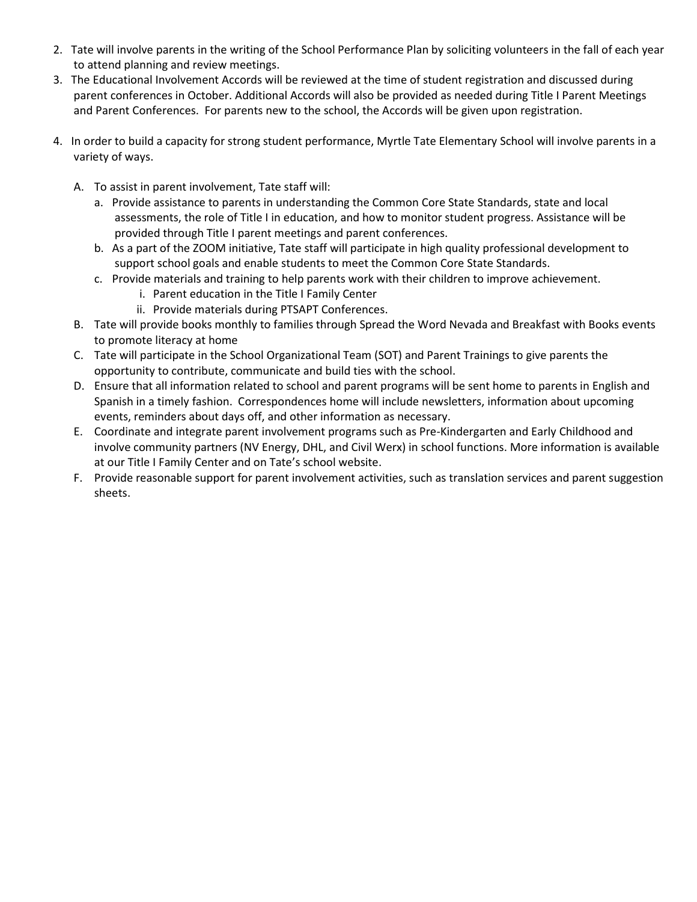2. Tate will involve parents in the writing of the School Performance Plan by soliciting volunteers in the fall of each year to attend planning and review meetings.
3. The Educational Involvement Accords will be reviewed at the time of student registration and discussed during parent conferences in October. Additional Accords will also be provided as needed during Title I Parent Meetings and Parent Conferences. For parents new to the school, the Accords will be given upon registration.
4. In order to build a capacity for strong student performance, Myrtle Tate Elementary School will involve parents in a variety of ways.

   A. To assist in parent involvement, Tate staff will:
      a. Provide assistance to parents in understanding the Common Core State Standards, state and local assessments, the role of Title I in education, and how to monitor student progress. Assistance will be provided through Title I parent meetings and parent conferences.
      b. As a part of the ZOOM initiative, Tate staff will participate in high quality professional development to support school goals and enable students to meet the Common Core State Standards.
      c. Provide materials and training to help parents work with their children to improve achievement.
         i. Parent education in the Title I Family Center
         ii. Provide materials during PTSAPT Conferences.

   B. Tate will provide books monthly to families through Spread the Word Nevada and Breakfast with Books events to promote literacy at home
   C. Tate will participate in the School Organizational Team (SOT) and Parent Trainings to give parents the opportunity to contribute, communicate and build ties with the school.
   D. Ensure that all information related to school and parent programs will be sent home to parents in English and Spanish in a timely fashion. Correspondences home will include newsletters, information about upcoming events, reminders about days off, and other information as necessary.
   E. Coordinate and integrate parent involvement programs such as Pre-Kindergarten and Early Childhood and involve community partners (NV Energy, DHL, and Civil Werx) in school functions. More information is available at our Title I Family Center and on Tate's school website.
   F. Provide reasonable support for parent involvement activities, such as translation services and parent suggestion sheets.